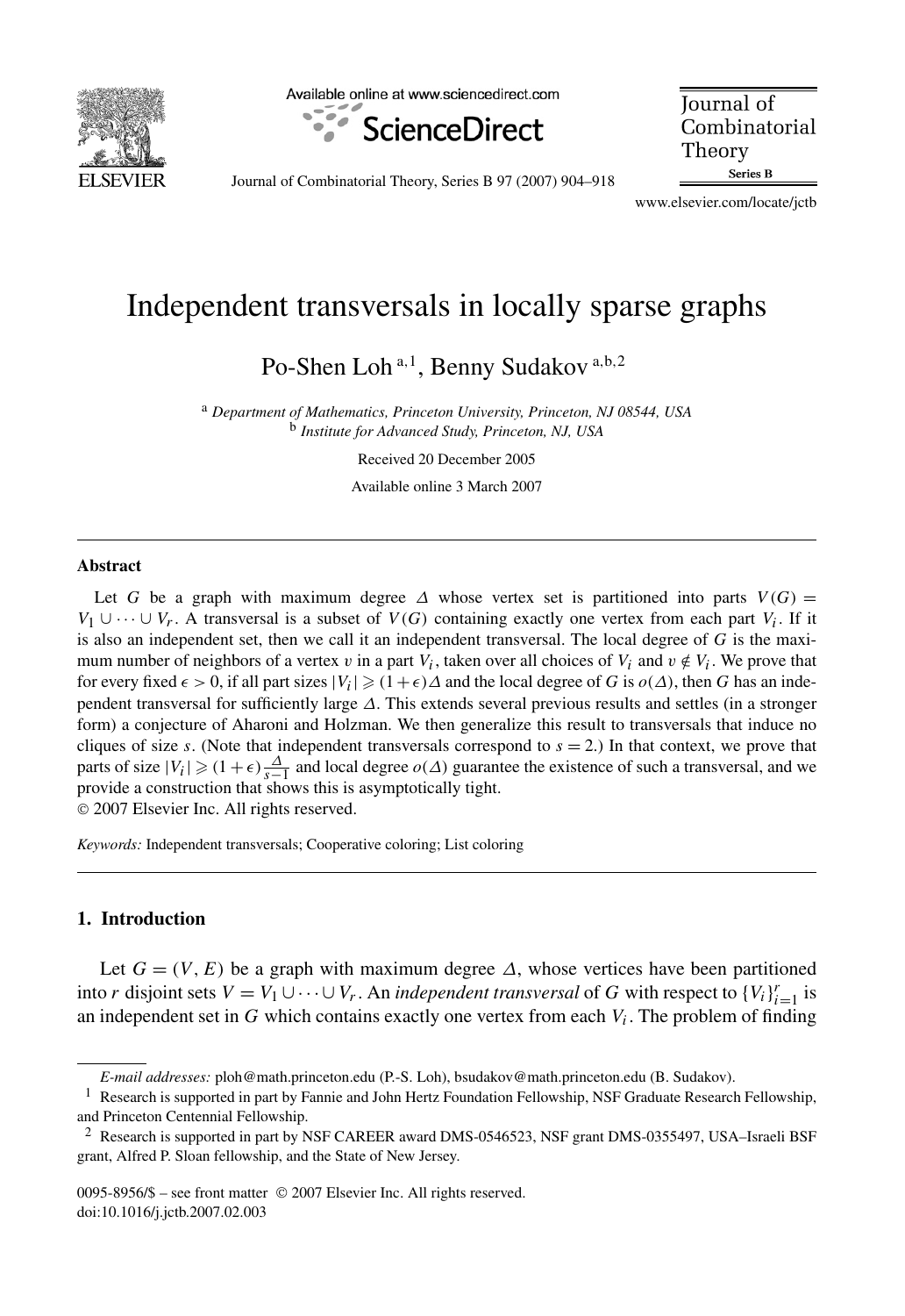# Independent transversals in locally sparse graphs

Po-Shen Loh [a,1], Benny Sudakov [a,b,2]

[a] *Department of Mathematics, Princeton University, Princeton, NJ 08544, USA*
[b] *Institute for Advanced Study, Princeton, NJ, USA*

Received 20 December 2005

Available online 3 March 2007

## Abstract

Let $G$ be a graph with maximum degree $\Delta$ whose vertex set is partitioned into parts $V(G) = V_1 \cup \cdots \cup V_r$. A transversal is a subset of $V(G)$ containing exactly one vertex from each part $V_i$. If it is also an independent set, then we call it an independent transversal. The local degree of $G$ is the maximum number of neighbors of a vertex $v$ in a part $V_i$, taken over all choices of $V_i$ and $v \notin V_i$. We prove that for every fixed $\epsilon > 0$, if all part sizes $|V_i| \geqslant (1+\epsilon)\Delta$ and the local degree of $G$ is $o(\Delta)$, then $G$ has an independent transversal for sufficiently large $\Delta$. This extends several previous results and settles (in a stronger form) a conjecture of Aharoni and Holzman. We then generalize this result to transversals that induce no cliques of size $s$. (Note that independent transversals correspond to $s = 2$.) In that context, we prove that parts of size $|V_i| \geqslant (1+\epsilon)\frac{\Delta}{s-1}$ and local degree $o(\Delta)$ guarantee the existence of such a transversal, and we provide a construction that shows this is asymptotically tight.

© 2007 Elsevier Inc. All rights reserved.

*Keywords:* Independent transversals; Cooperative coloring; List coloring

## 1. Introduction

Let $G = (V, E)$ be a graph with maximum degree $\Delta$, whose vertices have been partitioned into $r$ disjoint sets $V = V_1 \cup \cdots \cup V_r$. An *independent transversal* of $G$ with respect to $\{V_i\}_{i=1}^r$ is an independent set in $G$ which contains exactly one vertex from each $V_i$. The problem of finding

---

*E-mail addresses:* ploh@math.princeton.edu (P.-S. Loh), bsudakov@math.princeton.edu (B. Sudakov).

[1] Research is supported in part by Fannie and John Hertz Foundation Fellowship, NSF Graduate Research Fellowship, and Princeton Centennial Fellowship.

[2] Research is supported in part by NSF CAREER award DMS-0546523, NSF grant DMS-0355497, USA–Israeli BSF grant, Alfred P. Sloan fellowship, and the State of New Jersey.

0095-8956/$ – see front matter © 2007 Elsevier Inc. All rights reserved.
doi:10.1016/j.jctb.2007.02.003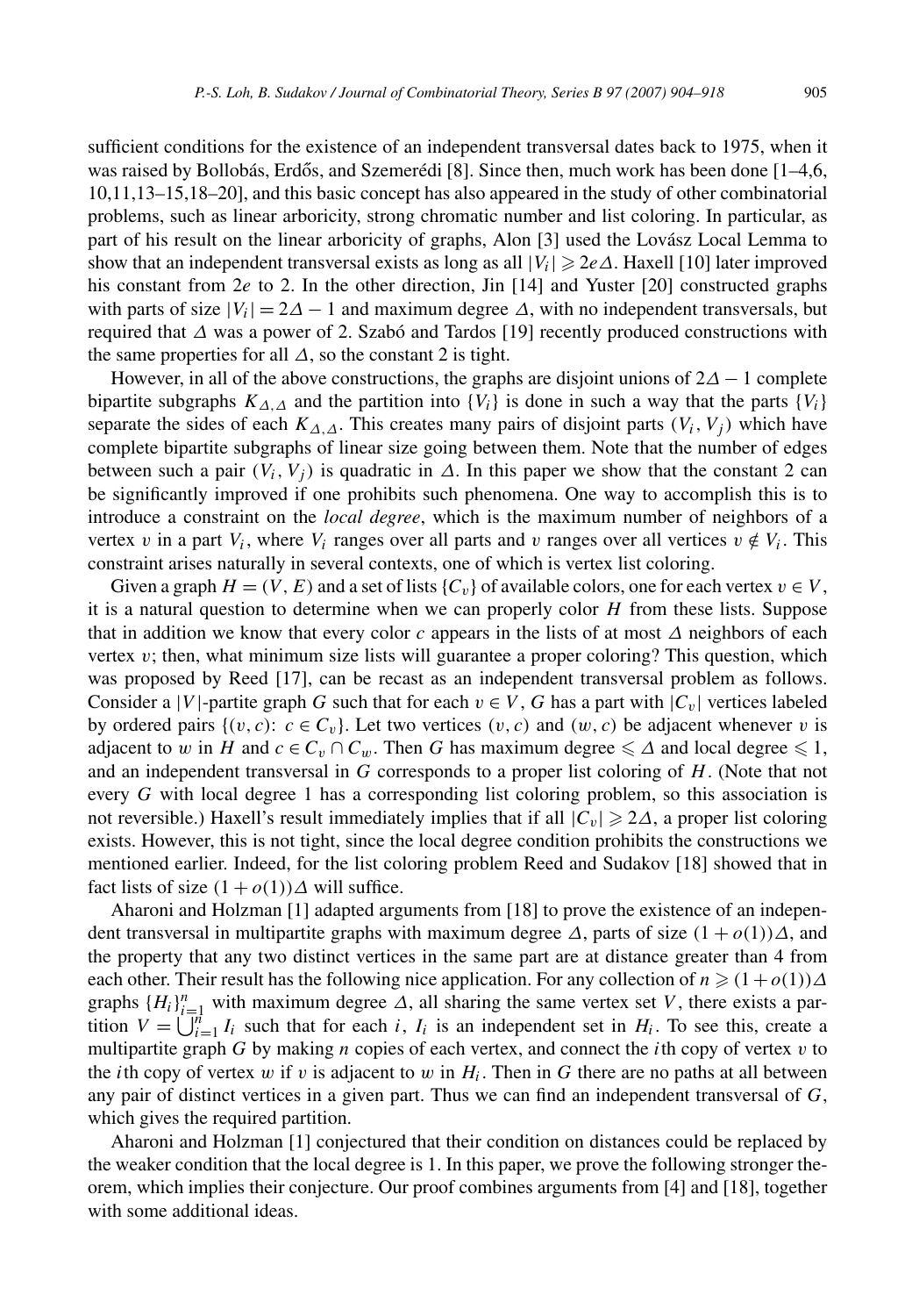sufficient conditions for the existence of an independent transversal dates back to 1975, when it was raised by Bollobás, Erdős, and Szemerédi [8]. Since then, much work has been done [1–4,6, 10,11,13–15,18–20], and this basic concept has also appeared in the study of other combinatorial problems, such as linear arboricity, strong chromatic number and list coloring. In particular, as part of his result on the linear arboricity of graphs, Alon [3] used the Lovász Local Lemma to show that an independent transversal exists as long as all $|V_i| \geqslant 2e\Delta$. Haxell [10] later improved his constant from $2e$ to 2. In the other direction, Jin [14] and Yuster [20] constructed graphs with parts of size $|V_i| = 2\Delta - 1$ and maximum degree $\Delta$, with no independent transversals, but required that $\Delta$ was a power of 2. Szabó and Tardos [19] recently produced constructions with the same properties for all $\Delta$, so the constant 2 is tight.

However, in all of the above constructions, the graphs are disjoint unions of $2\Delta - 1$ complete bipartite subgraphs $K_{\Delta,\Delta}$ and the partition into $\{V_i\}$ is done in such a way that the parts $\{V_i\}$ separate the sides of each $K_{\Delta,\Delta}$. This creates many pairs of disjoint parts $(V_i, V_j)$ which have complete bipartite subgraphs of linear size going between them. Note that the number of edges between such a pair $(V_i, V_j)$ is quadratic in $\Delta$. In this paper we show that the constant 2 can be significantly improved if one prohibits such phenomena. One way to accomplish this is to introduce a constraint on the *local degree*, which is the maximum number of neighbors of a vertex $v$ in a part $V_i$, where $V_i$ ranges over all parts and $v$ ranges over all vertices $v \notin V_i$. This constraint arises naturally in several contexts, one of which is vertex list coloring.

Given a graph $H = (V, E)$ and a set of lists $\{C_v\}$ of available colors, one for each vertex $v \in V$, it is a natural question to determine when we can properly color $H$ from these lists. Suppose that in addition we know that every color $c$ appears in the lists of at most $\Delta$ neighbors of each vertex $v$; then, what minimum size lists will guarantee a proper coloring? This question, which was proposed by Reed [17], can be recast as an independent transversal problem as follows. Consider a $|V|$-partite graph $G$ such that for each $v \in V$, $G$ has a part with $|C_v|$ vertices labeled by ordered pairs $\{(v, c)\colon c \in C_v\}$. Let two vertices $(v, c)$ and $(w, c)$ be adjacent whenever $v$ is adjacent to $w$ in $H$ and $c \in C_v \cap C_w$. Then $G$ has maximum degree $\leqslant \Delta$ and local degree $\leqslant 1$, and an independent transversal in $G$ corresponds to a proper list coloring of $H$. (Note that not every $G$ with local degree 1 has a corresponding list coloring problem, so this association is not reversible.) Haxell's result immediately implies that if all $|C_v| \geqslant 2\Delta$, a proper list coloring exists. However, this is not tight, since the local degree condition prohibits the constructions we mentioned earlier. Indeed, for the list coloring problem Reed and Sudakov [18] showed that in fact lists of size $(1 + o(1))\Delta$ will suffice.

Aharoni and Holzman [1] adapted arguments from [18] to prove the existence of an independent transversal in multipartite graphs with maximum degree $\Delta$, parts of size $(1 + o(1))\Delta$, and the property that any two distinct vertices in the same part are at distance greater than 4 from each other. Their result has the following nice application. For any collection of $n \geqslant (1 + o(1))\Delta$ graphs $\{H_i\}_{i=1}^n$ with maximum degree $\Delta$, all sharing the same vertex set $V$, there exists a partition $V = \bigcup_{i=1}^n I_i$ such that for each $i$, $I_i$ is an independent set in $H_i$. To see this, create a multipartite graph $G$ by making $n$ copies of each vertex, and connect the $i$th copy of vertex $v$ to the $i$th copy of vertex $w$ if $v$ is adjacent to $w$ in $H_i$. Then in $G$ there are no paths at all between any pair of distinct vertices in a given part. Thus we can find an independent transversal of $G$, which gives the required partition.

Aharoni and Holzman [1] conjectured that their condition on distances could be replaced by the weaker condition that the local degree is 1. In this paper, we prove the following stronger theorem, which implies their conjecture. Our proof combines arguments from [4] and [18], together with some additional ideas.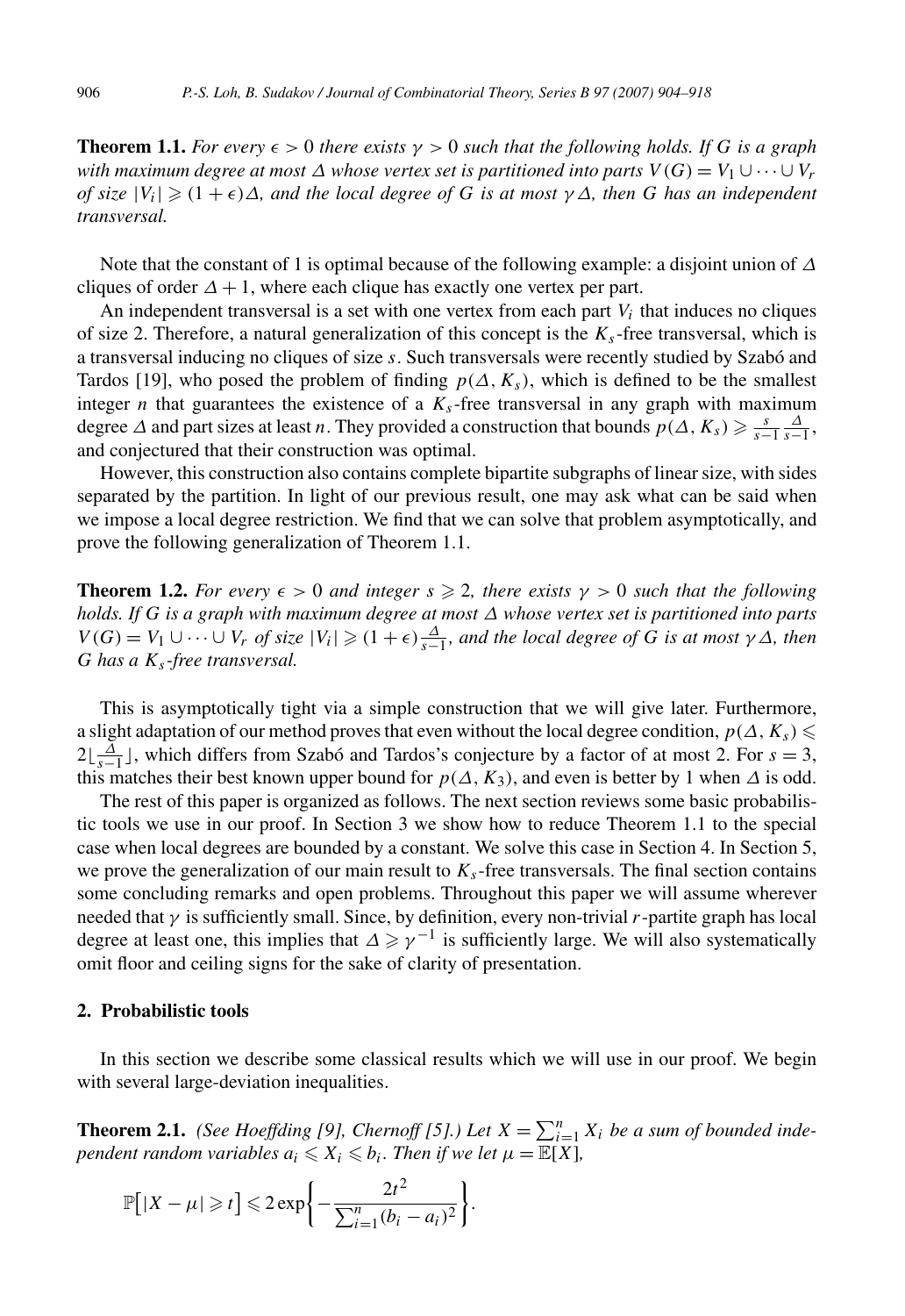**Theorem 1.1.** *For every $\epsilon > 0$ there exists $\gamma > 0$ such that the following holds. If $G$ is a graph with maximum degree at most $\Delta$ whose vertex set is partitioned into parts $V(G) = V_1 \cup \cdots \cup V_r$ of size $|V_i| \geqslant (1+\epsilon)\Delta$, and the local degree of $G$ is at most $\gamma\Delta$, then $G$ has an independent transversal.*

Note that the constant of 1 is optimal because of the following example: a disjoint union of $\Delta$ cliques of order $\Delta + 1$, where each clique has exactly one vertex per part.

An independent transversal is a set with one vertex from each part $V_i$ that induces no cliques of size 2. Therefore, a natural generalization of this concept is the $K_s$-free transversal, which is a transversal inducing no cliques of size $s$. Such transversals were recently studied by Szabó and Tardos [19], who posed the problem of finding $p(\Delta, K_s)$, which is defined to be the smallest integer $n$ that guarantees the existence of a $K_s$-free transversal in any graph with maximum degree $\Delta$ and part sizes at least $n$. They provided a construction that bounds $p(\Delta, K_s) \geqslant \frac{s}{s-1}\frac{\Delta}{s-1}$, and conjectured that their construction was optimal.

However, this construction also contains complete bipartite subgraphs of linear size, with sides separated by the partition. In light of our previous result, one may ask what can be said when we impose a local degree restriction. We find that we can solve that problem asymptotically, and prove the following generalization of Theorem 1.1.

**Theorem 1.2.** *For every $\epsilon > 0$ and integer $s \geqslant 2$, there exists $\gamma > 0$ such that the following holds. If $G$ is a graph with maximum degree at most $\Delta$ whose vertex set is partitioned into parts $V(G) = V_1 \cup \cdots \cup V_r$ of size $|V_i| \geqslant (1+\epsilon)\frac{\Delta}{s-1}$, and the local degree of $G$ is at most $\gamma\Delta$, then $G$ has a $K_s$-free transversal.*

This is asymptotically tight via a simple construction that we will give later. Furthermore, a slight adaptation of our method proves that even without the local degree condition, $p(\Delta, K_s) \leqslant 2\lfloor\frac{\Delta}{s-1}\rfloor$, which differs from Szabó and Tardos's conjecture by a factor of at most 2. For $s = 3$, this matches their best known upper bound for $p(\Delta, K_3)$, and even is better by 1 when $\Delta$ is odd.

The rest of this paper is organized as follows. The next section reviews some basic probabilistic tools we use in our proof. In Section 3 we show how to reduce Theorem 1.1 to the special case when local degrees are bounded by a constant. We solve this case in Section 4. In Section 5, we prove the generalization of our main result to $K_s$-free transversals. The final section contains some concluding remarks and open problems. Throughout this paper we will assume wherever needed that $\gamma$ is sufficiently small. Since, by definition, every non-trivial $r$-partite graph has local degree at least one, this implies that $\Delta \geqslant \gamma^{-1}$ is sufficiently large. We will also systematically omit floor and ceiling signs for the sake of clarity of presentation.

## 2. Probabilistic tools

In this section we describe some classical results which we will use in our proof. We begin with several large-deviation inequalities.

**Theorem 2.1.** *(See Hoeffding [9], Chernoff [5].) Let $X = \sum_{i=1}^{n} X_i$ be a sum of bounded independent random variables $a_i \leqslant X_i \leqslant b_i$. Then if we let $\mu = \mathbb{E}[X]$,*

$$\mathbb{P}\big[|X - \mu| \geqslant t\big] \leqslant 2\exp\left\{-\frac{2t^2}{\sum_{i=1}^{n}(b_i - a_i)^2}\right\}.$$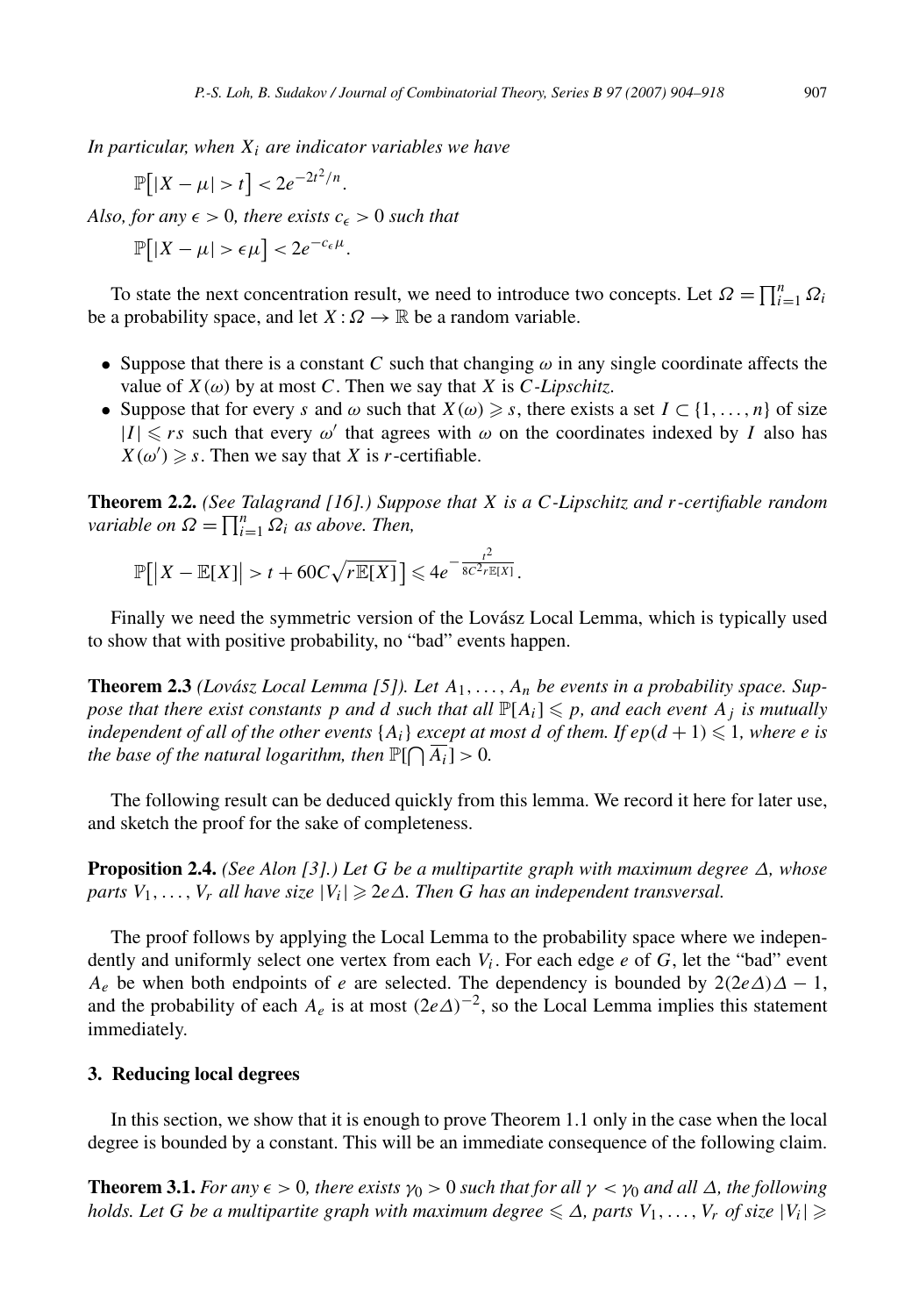*In particular, when $X_i$ are indicator variables we have*

$$\mathbb{P}\big[|X - \mu| > t\big] < 2e^{-2t^2/n}.$$

*Also, for any $\epsilon > 0$, there exists $c_\epsilon > 0$ such that*

$$\mathbb{P}\big[|X - \mu| > \epsilon\mu\big] < 2e^{-c_\epsilon \mu}.$$

To state the next concentration result, we need to introduce two concepts. Let $\Omega = \prod_{i=1}^n \Omega_i$ be a probability space, and let $X : \Omega \to \mathbb{R}$ be a random variable.

- Suppose that there is a constant $C$ such that changing $\omega$ in any single coordinate affects the value of $X(\omega)$ by at most $C$. Then we say that $X$ is $C$-*Lipschitz*.
- Suppose that for every $s$ and $\omega$ such that $X(\omega) \geqslant s$, there exists a set $I \subset \{1, \ldots, n\}$ of size $|I| \leqslant rs$ such that every $\omega'$ that agrees with $\omega$ on the coordinates indexed by $I$ also has $X(\omega') \geqslant s$. Then we say that $X$ is $r$-certifiable.

**Theorem 2.2.** *(See Talagrand [16].) Suppose that $X$ is a $C$-Lipschitz and $r$-certifiable random variable on $\Omega = \prod_{i=1}^n \Omega_i$ as above. Then,*

$$\mathbb{P}\big[\big|X - \mathbb{E}[X]\big| > t + 60C\sqrt{r\mathbb{E}[X]}\,\big] \leqslant 4e^{-\frac{t^2}{8C^2 r\mathbb{E}[X]}}.$$

Finally we need the symmetric version of the Lovász Local Lemma, which is typically used to show that with positive probability, no "bad" events happen.

**Theorem 2.3** *(Lovász Local Lemma [5]). Let $A_1, \ldots, A_n$ be events in a probability space. Suppose that there exist constants $p$ and $d$ such that all $\mathbb{P}[A_i] \leqslant p$, and each event $A_j$ is mutually independent of all of the other events $\{A_i\}$ except at most $d$ of them. If $ep(d+1) \leqslant 1$, where $e$ is the base of the natural logarithm, then $\mathbb{P}[\bigcap \overline{A_i}] > 0$.*

The following result can be deduced quickly from this lemma. We record it here for later use, and sketch the proof for the sake of completeness.

**Proposition 2.4.** *(See Alon [3].) Let $G$ be a multipartite graph with maximum degree $\Delta$, whose parts $V_1, \ldots, V_r$ all have size $|V_i| \geqslant 2e\Delta$. Then $G$ has an independent transversal.*

The proof follows by applying the Local Lemma to the probability space where we independently and uniformly select one vertex from each $V_i$. For each edge $e$ of $G$, let the "bad" event $A_e$ be when both endpoints of $e$ are selected. The dependency is bounded by $2(2e\Delta)\Delta - 1$, and the probability of each $A_e$ is at most $(2e\Delta)^{-2}$, so the Local Lemma implies this statement immediately.

## 3. Reducing local degrees

In this section, we show that it is enough to prove Theorem 1.1 only in the case when the local degree is bounded by a constant. This will be an immediate consequence of the following claim.

**Theorem 3.1.** *For any $\epsilon > 0$, there exists $\gamma_0 > 0$ such that for all $\gamma < \gamma_0$ and all $\Delta$, the following holds. Let $G$ be a multipartite graph with maximum degree $\leqslant \Delta$, parts $V_1, \ldots, V_r$ of size $|V_i| \geqslant$*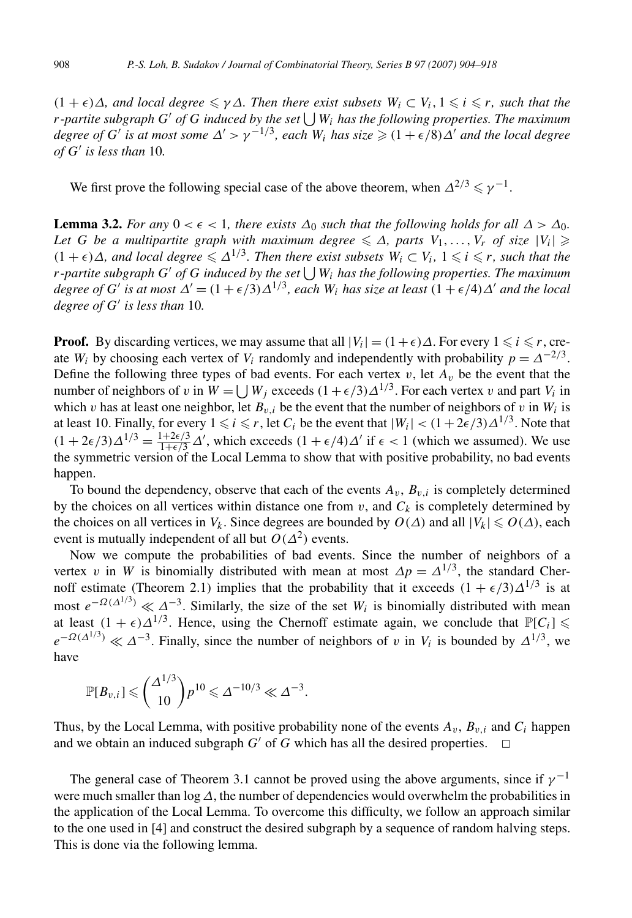$(1+\epsilon)\Delta$, *and local degree* $\leqslant \gamma\Delta$. *Then there exist subsets* $W_i \subset V_i$, $1 \leqslant i \leqslant r$, *such that the* $r$-*partite subgraph* $G'$ *of* $G$ *induced by the set* $\bigcup W_i$ *has the following properties. The maximum degree of* $G'$ *is at most some* $\Delta' > \gamma^{-1/3}$, *each* $W_i$ *has size* $\geqslant (1+\epsilon/8)\Delta'$ *and the local degree of* $G'$ *is less than* 10.

We first prove the following special case of the above theorem, when $\Delta^{2/3} \leqslant \gamma^{-1}$.

**Lemma 3.2.** *For any* $0 < \epsilon < 1$, *there exists* $\Delta_0$ *such that the following holds for all* $\Delta > \Delta_0$. *Let* $G$ *be a multipartite graph with maximum degree* $\leqslant \Delta$, *parts* $V_1, \ldots, V_r$ *of size* $|V_i| \geqslant (1+\epsilon)\Delta$, *and local degree* $\leqslant \Delta^{1/3}$. *Then there exist subsets* $W_i \subset V_i$, $1 \leqslant i \leqslant r$, *such that the* $r$-*partite subgraph* $G'$ *of* $G$ *induced by the set* $\bigcup W_i$ *has the following properties. The maximum degree of* $G'$ *is at most* $\Delta' = (1+\epsilon/3)\Delta^{1/3}$, *each* $W_i$ *has size at least* $(1+\epsilon/4)\Delta'$ *and the local degree of* $G'$ *is less than* 10.

**Proof.** By discarding vertices, we may assume that all $|V_i| = (1+\epsilon)\Delta$. For every $1 \leqslant i \leqslant r$, create $W_i$ by choosing each vertex of $V_i$ randomly and independently with probability $p = \Delta^{-2/3}$. Define the following three types of bad events. For each vertex $v$, let $A_v$ be the event that the number of neighbors of $v$ in $W = \bigcup W_j$ exceeds $(1+\epsilon/3)\Delta^{1/3}$. For each vertex $v$ and part $V_i$ in which $v$ has at least one neighbor, let $B_{v,i}$ be the event that the number of neighbors of $v$ in $W_i$ is at least 10. Finally, for every $1 \leqslant i \leqslant r$, let $C_i$ be the event that $|W_i| < (1+2\epsilon/3)\Delta^{1/3}$. Note that $(1+2\epsilon/3)\Delta^{1/3} = \frac{1+2\epsilon/3}{1+\epsilon/3}\Delta'$, which exceeds $(1+\epsilon/4)\Delta'$ if $\epsilon < 1$ (which we assumed). We use the symmetric version of the Local Lemma to show that with positive probability, no bad events happen.

To bound the dependency, observe that each of the events $A_v$, $B_{v,i}$ is completely determined by the choices on all vertices within distance one from $v$, and $C_k$ is completely determined by the choices on all vertices in $V_k$. Since degrees are bounded by $O(\Delta)$ and all $|V_k| \leqslant O(\Delta)$, each event is mutually independent of all but $O(\Delta^2)$ events.

Now we compute the probabilities of bad events. Since the number of neighbors of a vertex $v$ in $W$ is binomially distributed with mean at most $\Delta p = \Delta^{1/3}$, the standard Chernoff estimate (Theorem 2.1) implies that the probability that it exceeds $(1+\epsilon/3)\Delta^{1/3}$ is at most $e^{-\Omega(\Delta^{1/3})} \ll \Delta^{-3}$. Similarly, the size of the set $W_i$ is binomially distributed with mean at least $(1+\epsilon)\Delta^{1/3}$. Hence, using the Chernoff estimate again, we conclude that $\mathbb{P}[C_i] \leqslant e^{-\Omega(\Delta^{1/3})} \ll \Delta^{-3}$. Finally, since the number of neighbors of $v$ in $V_i$ is bounded by $\Delta^{1/3}$, we have

$$\mathbb{P}[B_{v,i}] \leqslant \binom{\Delta^{1/3}}{10} p^{10} \leqslant \Delta^{-10/3} \ll \Delta^{-3}.$$

Thus, by the Local Lemma, with positive probability none of the events $A_v$, $B_{v,i}$ and $C_i$ happen and we obtain an induced subgraph $G'$ of $G$ which has all the desired properties. $\square$

The general case of Theorem 3.1 cannot be proved using the above arguments, since if $\gamma^{-1}$ were much smaller than $\log \Delta$, the number of dependencies would overwhelm the probabilities in the application of the Local Lemma. To overcome this difficulty, we follow an approach similar to the one used in [4] and construct the desired subgraph by a sequence of random halving steps. This is done via the following lemma.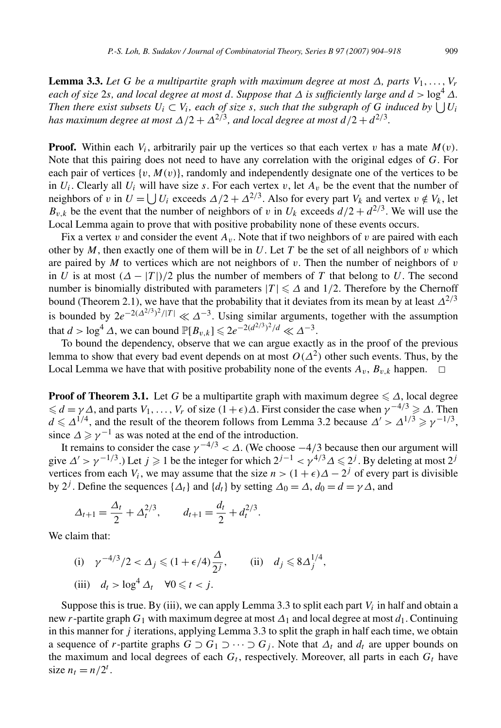**Lemma 3.3.** *Let $G$ be a multipartite graph with maximum degree at most $\Delta$, parts $V_1, \ldots, V_r$ each of size $2s$, and local degree at most $d$. Suppose that $\Delta$ is sufficiently large and $d > \log^4 \Delta$. Then there exist subsets $U_i \subset V_i$, each of size $s$, such that the subgraph of $G$ induced by $\bigcup U_i$ has maximum degree at most $\Delta/2 + \Delta^{2/3}$, and local degree at most $d/2 + d^{2/3}$.*

**Proof.** Within each $V_i$, arbitrarily pair up the vertices so that each vertex $v$ has a mate $M(v)$. Note that this pairing does not need to have any correlation with the original edges of $G$. For each pair of vertices $\{v, M(v)\}$, randomly and independently designate one of the vertices to be in $U_i$. Clearly all $U_i$ will have size $s$. For each vertex $v$, let $A_v$ be the event that the number of neighbors of $v$ in $U = \bigcup U_i$ exceeds $\Delta/2 + \Delta^{2/3}$. Also for every part $V_k$ and vertex $v \notin V_k$, let $B_{v,k}$ be the event that the number of neighbors of $v$ in $U_k$ exceeds $d/2 + d^{2/3}$. We will use the Local Lemma again to prove that with positive probability none of these events occurs.

Fix a vertex $v$ and consider the event $A_v$. Note that if two neighbors of $v$ are paired with each other by $M$, then exactly one of them will be in $U$. Let $T$ be the set of all neighbors of $v$ which are paired by $M$ to vertices which are not neighbors of $v$. Then the number of neighbors of $v$ in $U$ is at most $(\Delta - |T|)/2$ plus the number of members of $T$ that belong to $U$. The second number is binomially distributed with parameters $|T| \leqslant \Delta$ and $1/2$. Therefore by the Chernoff bound (Theorem 2.1), we have that the probability that it deviates from its mean by at least $\Delta^{2/3}$ is bounded by $2e^{-2(\Delta^{2/3})^2/|T|} \ll \Delta^{-3}$. Using similar arguments, together with the assumption that $d > \log^4 \Delta$, we can bound $\mathbb{P}[B_{v,k}] \leqslant 2e^{-2(d^{2/3})^2/d} \ll \Delta^{-3}$.

To bound the dependency, observe that we can argue exactly as in the proof of the previous lemma to show that every bad event depends on at most $O(\Delta^2)$ other such events. Thus, by the Local Lemma we have that with positive probability none of the events $A_v$, $B_{v,k}$ happen. $\square$

**Proof of Theorem 3.1.** Let $G$ be a multipartite graph with maximum degree $\leqslant \Delta$, local degree $\leqslant d = \gamma\Delta$, and parts $V_1, \ldots, V_r$ of size $(1+\epsilon)\Delta$. First consider the case when $\gamma^{-4/3} \geqslant \Delta$. Then $d \leqslant \Delta^{1/4}$, and the result of the theorem follows from Lemma 3.2 because $\Delta' > \Delta^{1/3} \geqslant \gamma^{-1/3}$, since $\Delta \geqslant \gamma^{-1}$ as was noted at the end of the introduction.

It remains to consider the case $\gamma^{-4/3} < \Delta$. (We choose $-4/3$ because then our argument will give $\Delta' > \gamma^{-1/3}$.) Let $j \geqslant 1$ be the integer for which $2^{j-1} < \gamma^{4/3}\Delta \leqslant 2^j$. By deleting at most $2^j$ vertices from each $V_i$, we may assume that the size $n > (1+\epsilon)\Delta - 2^j$ of every part is divisible by $2^j$. Define the sequences $\{\Delta_t\}$ and $\{d_t\}$ by setting $\Delta_0 = \Delta$, $d_0 = d = \gamma\Delta$, and

$$\Delta_{t+1} = \frac{\Delta_t}{2} + \Delta_t^{2/3}, \qquad d_{t+1} = \frac{d_t}{2} + d_t^{2/3}.$$

We claim that:

$$\text{(i)} \quad \gamma^{-4/3}/2 < \Delta_j \leqslant (1+\epsilon/4)\frac{\Delta}{2^j}, \qquad \text{(ii)} \quad d_j \leqslant 8\Delta_j^{1/4},$$

$$\text{(iii)} \quad d_t > \log^4 \Delta_t \quad \forall 0 \leqslant t < j.$$

Suppose this is true. By (iii), we can apply Lemma 3.3 to split each part $V_i$ in half and obtain a new $r$-partite graph $G_1$ with maximum degree at most $\Delta_1$ and local degree at most $d_1$. Continuing in this manner for $j$ iterations, applying Lemma 3.3 to split the graph in half each time, we obtain a sequence of $r$-partite graphs $G \supset G_1 \supset \cdots \supset G_j$. Note that $\Delta_t$ and $d_t$ are upper bounds on the maximum and local degrees of each $G_t$, respectively. Moreover, all parts in each $G_t$ have size $n_t = n/2^t$.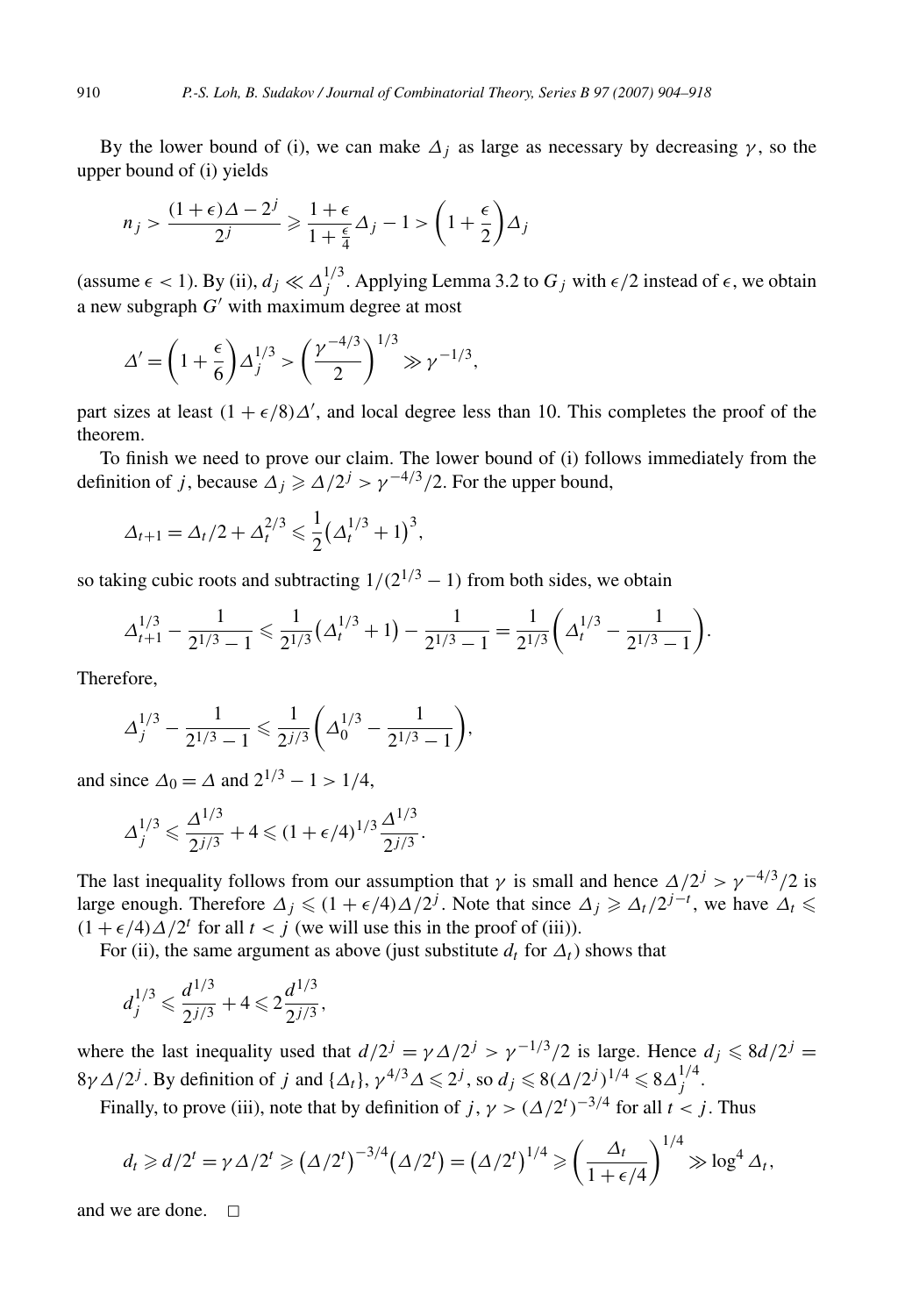By the lower bound of (i), we can make $\Delta_j$ as large as necessary by decreasing $\gamma$, so the upper bound of (i) yields

$$n_j > \frac{(1+\epsilon)\Delta - 2^j}{2^j} \geqslant \frac{1+\epsilon}{1+\frac{\epsilon}{4}}\Delta_j - 1 > \left(1+\frac{\epsilon}{2}\right)\Delta_j$$

(assume $\epsilon < 1$). By (ii), $d_j \ll \Delta_j^{1/3}$. Applying Lemma 3.2 to $G_j$ with $\epsilon/2$ instead of $\epsilon$, we obtain a new subgraph $G'$ with maximum degree at most

$$\Delta' = \left(1+\frac{\epsilon}{6}\right)\Delta_j^{1/3} > \left(\frac{\gamma^{-4/3}}{2}\right)^{1/3} \gg \gamma^{-1/3},$$

part sizes at least $(1+\epsilon/8)\Delta'$, and local degree less than 10. This completes the proof of the theorem.

To finish we need to prove our claim. The lower bound of (i) follows immediately from the definition of $j$, because $\Delta_j \geqslant \Delta/2^j > \gamma^{-4/3}/2$. For the upper bound,

$$\Delta_{t+1} = \Delta_t/2 + \Delta_t^{2/3} \leqslant \frac{1}{2}\left(\Delta_t^{1/3}+1\right)^3,$$

so taking cubic roots and subtracting $1/(2^{1/3}-1)$ from both sides, we obtain

$$\Delta_{t+1}^{1/3} - \frac{1}{2^{1/3}-1} \leqslant \frac{1}{2^{1/3}}\left(\Delta_t^{1/3}+1\right) - \frac{1}{2^{1/3}-1} = \frac{1}{2^{1/3}}\left(\Delta_t^{1/3} - \frac{1}{2^{1/3}-1}\right).$$

Therefore,

$$\Delta_j^{1/3} - \frac{1}{2^{1/3}-1} \leqslant \frac{1}{2^{j/3}}\left(\Delta_0^{1/3} - \frac{1}{2^{1/3}-1}\right),$$

and since $\Delta_0 = \Delta$ and $2^{1/3}-1 > 1/4$,

$$\Delta_j^{1/3} \leqslant \frac{\Delta^{1/3}}{2^{j/3}} + 4 \leqslant (1+\epsilon/4)^{1/3}\frac{\Delta^{1/3}}{2^{j/3}}.$$

The last inequality follows from our assumption that $\gamma$ is small and hence $\Delta/2^j > \gamma^{-4/3}/2$ is large enough. Therefore $\Delta_j \leqslant (1+\epsilon/4)\Delta/2^j$. Note that since $\Delta_j \geqslant \Delta_t/2^{j-t}$, we have $\Delta_t \leqslant (1+\epsilon/4)\Delta/2^t$ for all $t < j$ (we will use this in the proof of (iii)).

For (ii), the same argument as above (just substitute $d_t$ for $\Delta_t$) shows that

$$d_j^{1/3} \leqslant \frac{d^{1/3}}{2^{j/3}} + 4 \leqslant 2\frac{d^{1/3}}{2^{j/3}},$$

where the last inequality used that $d/2^j = \gamma\Delta/2^j > \gamma^{-1/3}/2$ is large. Hence $d_j \leqslant 8d/2^j = 8\gamma\Delta/2^j$. By definition of $j$ and $\{\Delta_t\}$, $\gamma^{4/3}\Delta \leqslant 2^j$, so $d_j \leqslant 8(\Delta/2^j)^{1/4} \leqslant 8\Delta_j^{1/4}$.

Finally, to prove (iii), note that by definition of $j$, $\gamma > (\Delta/2^t)^{-3/4}$ for all $t < j$. Thus

$$d_t \geqslant d/2^t = \gamma\Delta/2^t \geqslant \left(\Delta/2^t\right)^{-3/4}\left(\Delta/2^t\right) = \left(\Delta/2^t\right)^{1/4} \geqslant \left(\frac{\Delta_t}{1+\epsilon/4}\right)^{1/4} \gg \log^4 \Delta_t,$$

and we are done. $\square$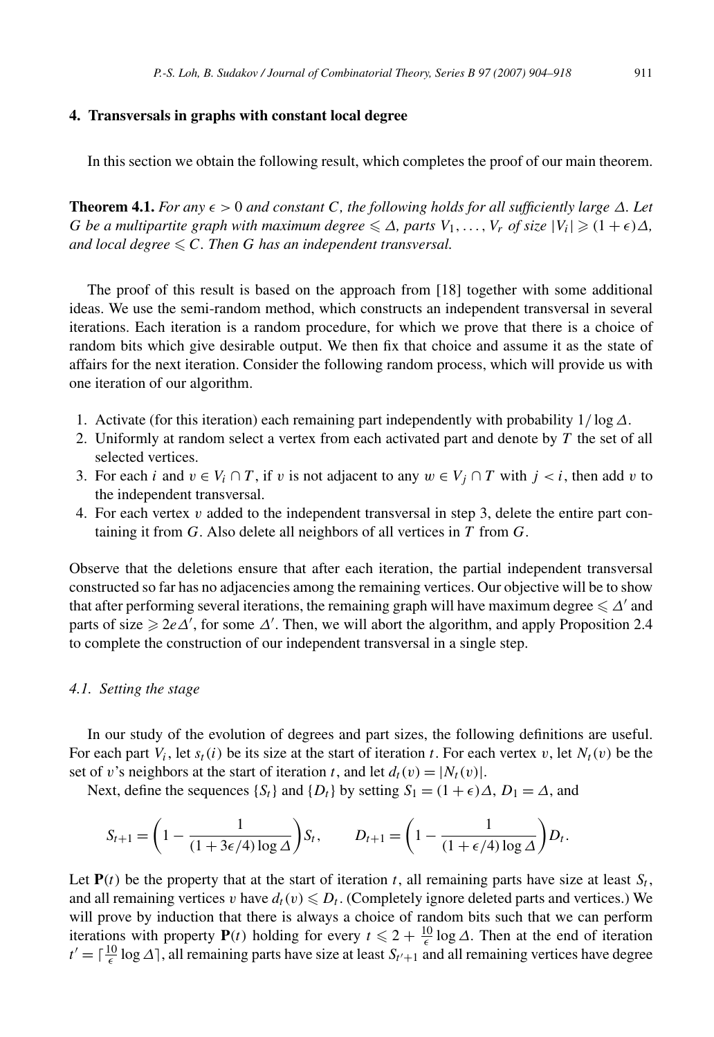## 4. Transversals in graphs with constant local degree

In this section we obtain the following result, which completes the proof of our main theorem.

**Theorem 4.1.** *For any $\epsilon > 0$ and constant $C$, the following holds for all sufficiently large $\Delta$. Let $G$ be a multipartite graph with maximum degree $\leqslant \Delta$, parts $V_1, \ldots, V_r$ of size $|V_i| \geqslant (1+\epsilon)\Delta$, and local degree $\leqslant C$. Then $G$ has an independent transversal.*

The proof of this result is based on the approach from [18] together with some additional ideas. We use the semi-random method, which constructs an independent transversal in several iterations. Each iteration is a random procedure, for which we prove that there is a choice of random bits which give desirable output. We then fix that choice and assume it as the state of affairs for the next iteration. Consider the following random process, which will provide us with one iteration of our algorithm.

1. Activate (for this iteration) each remaining part independently with probability $1/\log \Delta$.
2. Uniformly at random select a vertex from each activated part and denote by $T$ the set of all selected vertices.
3. For each $i$ and $v \in V_i \cap T$, if $v$ is not adjacent to any $w \in V_j \cap T$ with $j < i$, then add $v$ to the independent transversal.
4. For each vertex $v$ added to the independent transversal in step 3, delete the entire part containing it from $G$. Also delete all neighbors of all vertices in $T$ from $G$.

Observe that the deletions ensure that after each iteration, the partial independent transversal constructed so far has no adjacencies among the remaining vertices. Our objective will be to show that after performing several iterations, the remaining graph will have maximum degree $\leqslant \Delta'$ and parts of size $\geqslant 2e\Delta'$, for some $\Delta'$. Then, we will abort the algorithm, and apply Proposition 2.4 to complete the construction of our independent transversal in a single step.

### 4.1. Setting the stage

In our study of the evolution of degrees and part sizes, the following definitions are useful. For each part $V_i$, let $s_t(i)$ be its size at the start of iteration $t$. For each vertex $v$, let $N_t(v)$ be the set of $v$'s neighbors at the start of iteration $t$, and let $d_t(v) = |N_t(v)|$.

Next, define the sequences $\{S_t\}$ and $\{D_t\}$ by setting $S_1 = (1+\epsilon)\Delta$, $D_1 = \Delta$, and

$$S_{t+1} = \left(1 - \frac{1}{(1+3\epsilon/4)\log \Delta}\right) S_t, \qquad D_{t+1} = \left(1 - \frac{1}{(1+\epsilon/4)\log \Delta}\right) D_t.$$

Let $\mathbf{P}(t)$ be the property that at the start of iteration $t$, all remaining parts have size at least $S_t$, and all remaining vertices $v$ have $d_t(v) \leqslant D_t$. (Completely ignore deleted parts and vertices.) We will prove by induction that there is always a choice of random bits such that we can perform iterations with property $\mathbf{P}(t)$ holding for every $t \leqslant 2 + \frac{10}{\epsilon} \log \Delta$. Then at the end of iteration $t' = \lceil \frac{10}{\epsilon} \log \Delta \rceil$, all remaining parts have size at least $S_{t'+1}$ and all remaining vertices have degree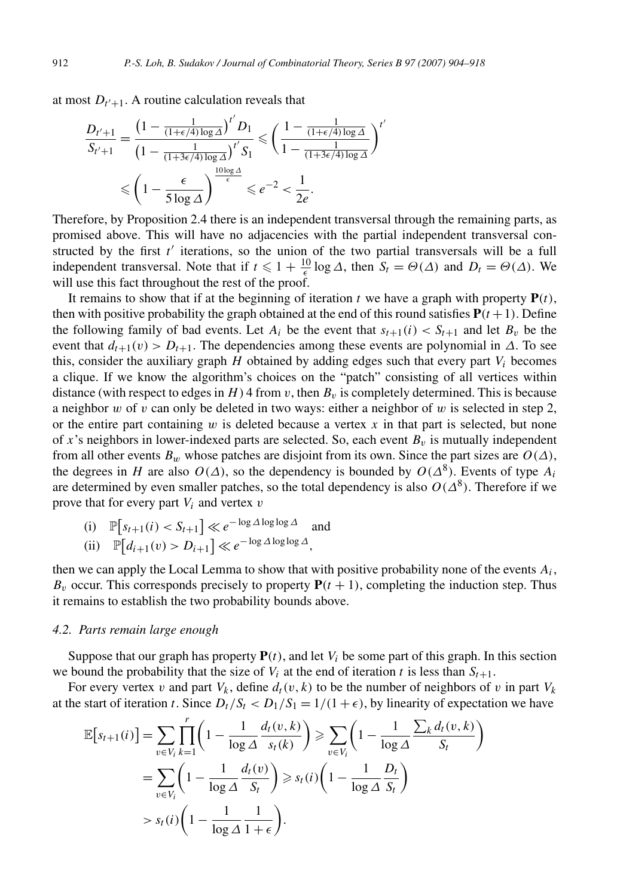at most $D_{t'+1}$. A routine calculation reveals that

$$\frac{D_{t'+1}}{S_{t'+1}} = \frac{\left(1 - \frac{1}{(1+\epsilon/4)\log \Delta}\right)^{t'} D_1}{\left(1 - \frac{1}{(1+3\epsilon/4)\log \Delta}\right)^{t'} S_1} \leqslant \left( \frac{1 - \frac{1}{(1+\epsilon/4)\log \Delta}}{1 - \frac{1}{(1+3\epsilon/4)\log \Delta}} \right)^{t'}$$

$$\leqslant \left(1 - \frac{\epsilon}{5 \log \Delta}\right)^{\frac{10 \log \Delta}{\epsilon}} \leqslant e^{-2} < \frac{1}{2e}.$$

Therefore, by Proposition 2.4 there is an independent transversal through the remaining parts, as promised above. This will have no adjacencies with the partial independent transversal constructed by the first $t'$ iterations, so the union of the two partial transversals will be a full independent transversal. Note that if $t \leqslant 1 + \frac{10}{\epsilon} \log \Delta$, then $S_t = \Theta(\Delta)$ and $D_t = \Theta(\Delta)$. We will use this fact throughout the rest of the proof.

It remains to show that if at the beginning of iteration $t$ we have a graph with property $\mathbf{P}(t)$, then with positive probability the graph obtained at the end of this round satisfies $\mathbf{P}(t+1)$. Define the following family of bad events. Let $A_i$ be the event that $s_{t+1}(i) < S_{t+1}$ and let $B_v$ be the event that $d_{t+1}(v) > D_{t+1}$. The dependencies among these events are polynomial in $\Delta$. To see this, consider the auxiliary graph $H$ obtained by adding edges such that every part $V_i$ becomes a clique. If we know the algorithm's choices on the "patch" consisting of all vertices within distance (with respect to edges in $H$) 4 from $v$, then $B_v$ is completely determined. This is because a neighbor $w$ of $v$ can only be deleted in two ways: either a neighbor of $w$ is selected in step 2, or the entire part containing $w$ is deleted because a vertex $x$ in that part is selected, but none of $x$'s neighbors in lower-indexed parts are selected. So, each event $B_v$ is mutually independent from all other events $B_w$ whose patches are disjoint from its own. Since the part sizes are $O(\Delta)$, the degrees in $H$ are also $O(\Delta)$, so the dependency is bounded by $O(\Delta^8)$. Events of type $A_i$ are determined by even smaller patches, so the total dependency is also $O(\Delta^8)$. Therefore if we prove that for every part $V_i$ and vertex $v$

(i) $\mathbb{P}\left[s_{t+1}(i) < S_{t+1}\right] \ll e^{-\log \Delta \log \log \Delta}$ and

(ii) $\mathbb{P}\left[d_{i+1}(v) > D_{i+1}\right] \ll e^{-\log \Delta \log \log \Delta}$,

then we can apply the Local Lemma to show that with positive probability none of the events $A_i$, $B_v$ occur. This corresponds precisely to property $\mathbf{P}(t+1)$, completing the induction step. Thus it remains to establish the two probability bounds above.

### 4.2. Parts remain large enough

Suppose that our graph has property $\mathbf{P}(t)$, and let $V_i$ be some part of this graph. In this section we bound the probability that the size of $V_i$ at the end of iteration $t$ is less than $S_{t+1}$.

For every vertex $v$ and part $V_k$, define $d_t(v,k)$ to be the number of neighbors of $v$ in part $V_k$ at the start of iteration $t$. Since $D_t/S_t < D_1/S_1 = 1/(1+\epsilon)$, by linearity of expectation we have

$$\mathbb{E}\left[s_{t+1}(i)\right] = \sum_{v \in V_i} \prod_{k=1}^{r} \left(1 - \frac{1}{\log \Delta} \frac{d_t(v,k)}{s_t(k)}\right) \geqslant \sum_{v \in V_i} \left(1 - \frac{1}{\log \Delta} \frac{\sum_k d_t(v,k)}{S_t}\right)$$

$$= \sum_{v \in V_i} \left(1 - \frac{1}{\log \Delta} \frac{d_t(v)}{S_t}\right) \geqslant s_t(i)\left(1 - \frac{1}{\log \Delta} \frac{D_t}{S_t}\right)$$

$$> s_t(i)\left(1 - \frac{1}{\log \Delta} \frac{1}{1+\epsilon}\right).$$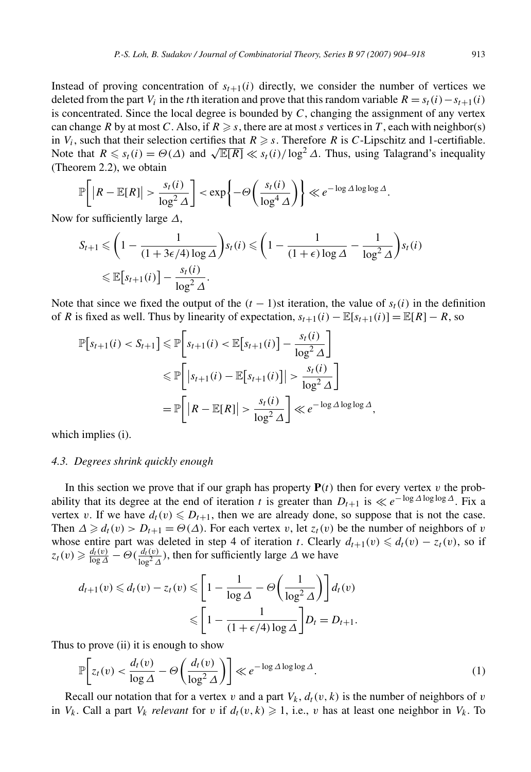Instead of proving concentration of $s_{t+1}(i)$ directly, we consider the number of vertices we deleted from the part $V_i$ in the $t$th iteration and prove that this random variable $R = s_t(i) - s_{t+1}(i)$ is concentrated. Since the local degree is bounded by $C$, changing the assignment of any vertex can change $R$ by at most $C$. Also, if $R \geqslant s$, there are at most $s$ vertices in $T$, each with neighbor(s) in $V_i$, such that their selection certifies that $R \geqslant s$. Therefore $R$ is $C$-Lipschitz and 1-certifiable. Note that $R \leqslant s_t(i) = \Theta(\Delta)$ and $\sqrt{\mathbb{E}[R]} \ll s_t(i)/\log^2 \Delta$. Thus, using Talagrand's inequality (Theorem 2.2), we obtain

$$\mathbb{P}\left[\left|R - \mathbb{E}[R]\right| > \frac{s_t(i)}{\log^2 \Delta}\right] < \exp\left\{-\Theta\left(\frac{s_t(i)}{\log^4 \Delta}\right)\right\} \ll e^{-\log \Delta \log \log \Delta}.$$

Now for sufficiently large $\Delta$,

$$\begin{aligned}
S_{t+1} &\leqslant \left(1 - \frac{1}{(1+3\epsilon/4)\log \Delta}\right)s_t(i) \leqslant \left(1 - \frac{1}{(1+\epsilon)\log \Delta} - \frac{1}{\log^2 \Delta}\right)s_t(i) \\
&\leqslant \mathbb{E}\left[s_{t+1}(i)\right] - \frac{s_t(i)}{\log^2 \Delta}.
\end{aligned}$$

Note that since we fixed the output of the $(t-1)$st iteration, the value of $s_t(i)$ in the definition of $R$ is fixed as well. Thus by linearity of expectation, $s_{t+1}(i) - \mathbb{E}[s_{t+1}(i)] = \mathbb{E}[R] - R$, so

$$\begin{aligned}
\mathbb{P}\left[s_{t+1}(i) < S_{t+1}\right] &\leqslant \mathbb{P}\left[s_{t+1}(i) < \mathbb{E}\left[s_{t+1}(i)\right] - \frac{s_t(i)}{\log^2 \Delta}\right] \\
&\leqslant \mathbb{P}\left[\left|s_{t+1}(i) - \mathbb{E}\left[s_{t+1}(i)\right]\right| > \frac{s_t(i)}{\log^2 \Delta}\right] \\
&= \mathbb{P}\left[\left|R - \mathbb{E}[R]\right| > \frac{s_t(i)}{\log^2 \Delta}\right] \ll e^{-\log \Delta \log \log \Delta},
\end{aligned}$$

which implies (i).

### 4.3. Degrees shrink quickly enough

In this section we prove that if our graph has property $\mathbf{P}(t)$ then for every vertex $v$ the probability that its degree at the end of iteration $t$ is greater than $D_{t+1}$ is $\ll e^{-\log \Delta \log \log \Delta}$. Fix a vertex $v$. If we have $d_t(v) \leqslant D_{t+1}$, then we are already done, so suppose that is not the case. Then $\Delta \geqslant d_t(v) > D_{t+1} = \Theta(\Delta)$. For each vertex $v$, let $z_t(v)$ be the number of neighbors of $v$ whose entire part was deleted in step 4 of iteration $t$. Clearly $d_{t+1}(v) \leqslant d_t(v) - z_t(v)$, so if $z_t(v) \geqslant \frac{d_t(v)}{\log \Delta} - \Theta(\frac{d_t(v)}{\log^2 \Delta})$, then for sufficiently large $\Delta$ we have

$$\begin{aligned}
d_{t+1}(v) \leqslant d_t(v) - z_t(v) &\leqslant \left[1 - \frac{1}{\log \Delta} - \Theta\left(\frac{1}{\log^2 \Delta}\right)\right]d_t(v) \\
&\leqslant \left[1 - \frac{1}{(1+\epsilon/4)\log \Delta}\right]D_t = D_{t+1}.
\end{aligned}$$

Thus to prove (ii) it is enough to show

$$\mathbb{P}\left[z_t(v) < \frac{d_t(v)}{\log \Delta} - \Theta\left(\frac{d_t(v)}{\log^2 \Delta}\right)\right] \ll e^{-\log \Delta \log \log \Delta}. \tag{1}$$

Recall our notation that for a vertex $v$ and a part $V_k$, $d_t(v,k)$ is the number of neighbors of $v$ in $V_k$. Call a part $V_k$ *relevant* for $v$ if $d_t(v,k) \geqslant 1$, i.e., $v$ has at least one neighbor in $V_k$. To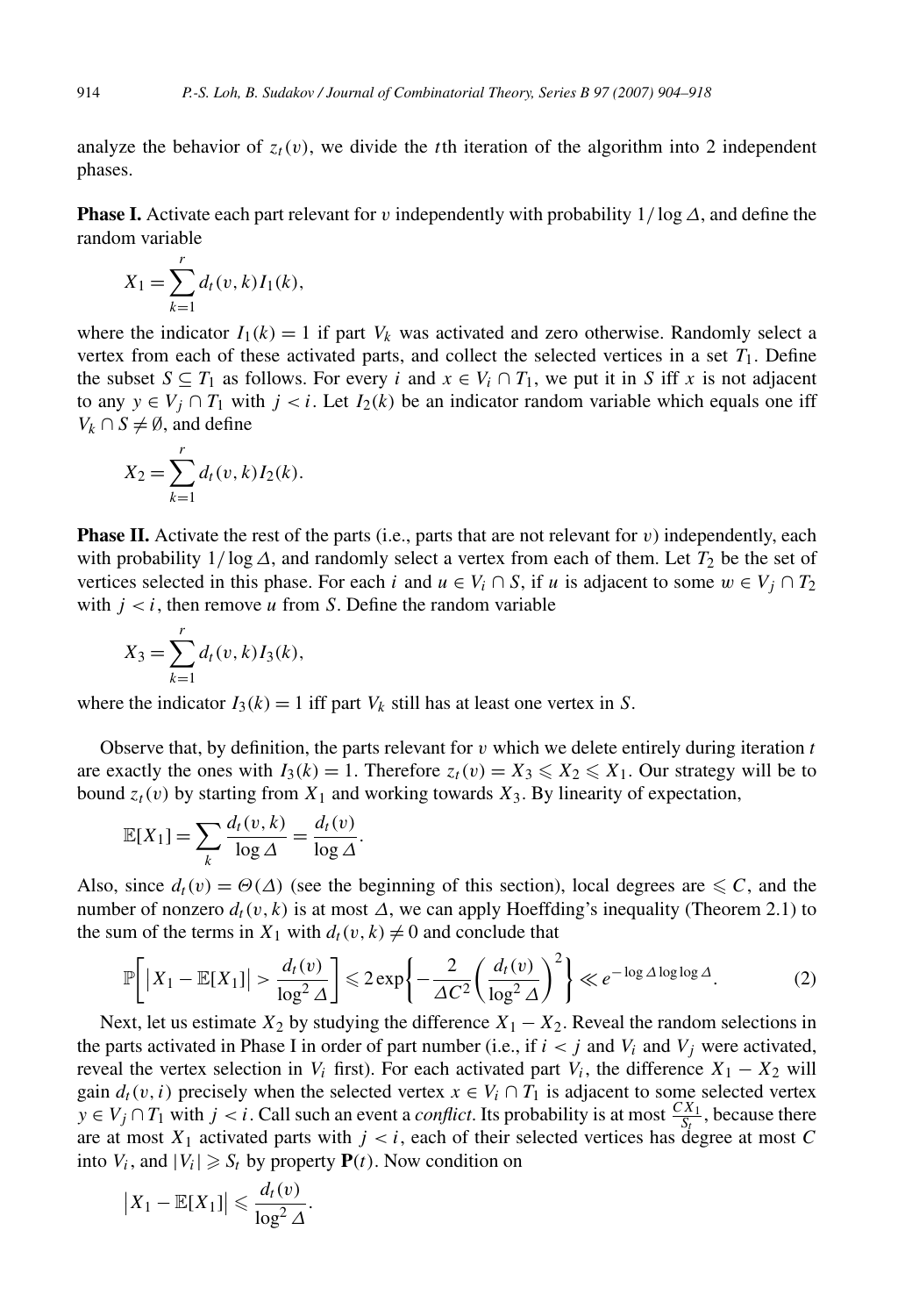analyze the behavior of $z_t(v)$, we divide the $t$th iteration of the algorithm into 2 independent phases.

**Phase I.** Activate each part relevant for $v$ independently with probability $1/\log \Delta$, and define the random variable

$$X_1 = \sum_{k=1}^{r} d_t(v,k) I_1(k),$$

where the indicator $I_1(k) = 1$ if part $V_k$ was activated and zero otherwise. Randomly select a vertex from each of these activated parts, and collect the selected vertices in a set $T_1$. Define the subset $S \subseteq T_1$ as follows. For every $i$ and $x \in V_i \cap T_1$, we put it in $S$ iff $x$ is not adjacent to any $y \in V_j \cap T_1$ with $j < i$. Let $I_2(k)$ be an indicator random variable which equals one iff $V_k \cap S \neq \emptyset$, and define

$$X_2 = \sum_{k=1}^{r} d_t(v,k) I_2(k).$$

**Phase II.** Activate the rest of the parts (i.e., parts that are not relevant for $v$) independently, each with probability $1/\log \Delta$, and randomly select a vertex from each of them. Let $T_2$ be the set of vertices selected in this phase. For each $i$ and $u \in V_i \cap S$, if $u$ is adjacent to some $w \in V_j \cap T_2$ with $j < i$, then remove $u$ from $S$. Define the random variable

$$X_3 = \sum_{k=1}^{r} d_t(v,k) I_3(k),$$

where the indicator $I_3(k) = 1$ iff part $V_k$ still has at least one vertex in $S$.

Observe that, by definition, the parts relevant for $v$ which we delete entirely during iteration $t$ are exactly the ones with $I_3(k) = 1$. Therefore $z_t(v) = X_3 \leqslant X_2 \leqslant X_1$. Our strategy will be to bound $z_t(v)$ by starting from $X_1$ and working towards $X_3$. By linearity of expectation,

$$\mathbb{E}[X_1] = \sum_k \frac{d_t(v,k)}{\log \Delta} = \frac{d_t(v)}{\log \Delta}.$$

Also, since $d_t(v) = \Theta(\Delta)$ (see the beginning of this section), local degrees are $\leqslant C$, and the number of nonzero $d_t(v,k)$ is at most $\Delta$, we can apply Hoeffding's inequality (Theorem 2.1) to the sum of the terms in $X_1$ with $d_t(v,k) \neq 0$ and conclude that

$$\mathbb{P}\left[\left|X_1 - \mathbb{E}[X_1]\right| > \frac{d_t(v)}{\log^2 \Delta}\right] \leqslant 2\exp\left\{-\frac{2}{\Delta C^2}\left(\frac{d_t(v)}{\log^2 \Delta}\right)^2\right\} \ll e^{-\log \Delta \log\log \Delta}. \tag{2}$$

Next, let us estimate $X_2$ by studying the difference $X_1 - X_2$. Reveal the random selections in the parts activated in Phase I in order of part number (i.e., if $i < j$ and $V_i$ and $V_j$ were activated, reveal the vertex selection in $V_i$ first). For each activated part $V_i$, the difference $X_1 - X_2$ will gain $d_t(v,i)$ precisely when the selected vertex $x \in V_i \cap T_1$ is adjacent to some selected vertex $y \in V_j \cap T_1$ with $j < i$. Call such an event a *conflict*. Its probability is at most $\frac{CX_1}{S_t}$, because there are at most $X_1$ activated parts with $j < i$, each of their selected vertices has degree at most $C$ into $V_i$, and $|V_i| \geqslant S_t$ by property $\mathbf{P}(t)$. Now condition on

$$\left|X_1 - \mathbb{E}[X_1]\right| \leqslant \frac{d_t(v)}{\log^2 \Delta}.$$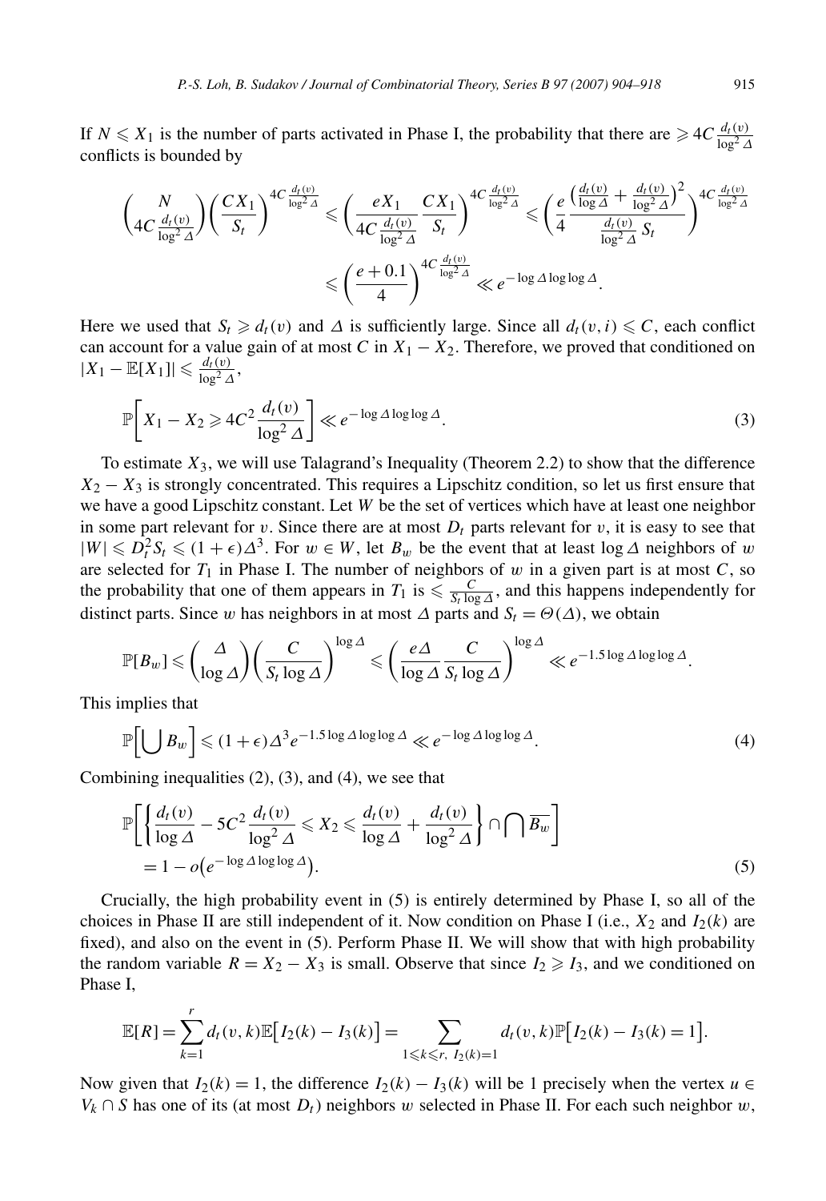If $N \leqslant X_1$ is the number of parts activated in Phase I, the probability that there are $\geqslant 4C\frac{d_t(v)}{\log^2 \Delta}$ conflicts is bounded by

$$\binom{N}{4C\frac{d_t(v)}{\log^2 \Delta}}\left(\frac{CX_1}{S_t}\right)^{4C\frac{d_t(v)}{\log^2 \Delta}} \leqslant \left(\frac{eX_1}{4C\frac{d_t(v)}{\log^2 \Delta}}\frac{CX_1}{S_t}\right)^{4C\frac{d_t(v)}{\log^2 \Delta}} \leqslant \left(\frac{e}{4}\frac{\left(\frac{d_t(v)}{\log \Delta}+\frac{d_t(v)}{\log^2 \Delta}\right)^2}{\frac{d_t(v)}{\log^2 \Delta}S_t}\right)^{4C\frac{d_t(v)}{\log^2 \Delta}}$$
$$\leqslant \left(\frac{e+0.1}{4}\right)^{4C\frac{d_t(v)}{\log^2 \Delta}} \ll e^{-\log \Delta \log\log \Delta}.$$

Here we used that $S_t \geqslant d_t(v)$ and $\Delta$ is sufficiently large. Since all $d_t(v,i) \leqslant C$, each conflict can account for a value gain of at most $C$ in $X_1 - X_2$. Therefore, we proved that conditioned on $|X_1 - \mathbb{E}[X_1]| \leqslant \frac{d_t(v)}{\log^2 \Delta}$,

$$\mathbb{P}\left[X_1 - X_2 \geqslant 4C^2\frac{d_t(v)}{\log^2 \Delta}\right] \ll e^{-\log \Delta \log\log \Delta}. \tag{3}$$

To estimate $X_3$, we will use Talagrand's Inequality (Theorem 2.2) to show that the difference $X_2 - X_3$ is strongly concentrated. This requires a Lipschitz condition, so let us first ensure that we have a good Lipschitz constant. Let $W$ be the set of vertices which have at least one neighbor in some part relevant for $v$. Since there are at most $D_t$ parts relevant for $v$, it is easy to see that $|W| \leqslant D_t^2 S_t \leqslant (1+\epsilon)\Delta^3$. For $w \in W$, let $B_w$ be the event that at least $\log \Delta$ neighbors of $w$ are selected for $T_1$ in Phase I. The number of neighbors of $w$ in a given part is at most $C$, so the probability that one of them appears in $T_1$ is $\leqslant \frac{C}{S_t \log \Delta}$, and this happens independently for distinct parts. Since $w$ has neighbors in at most $\Delta$ parts and $S_t = \Theta(\Delta)$, we obtain

$$\mathbb{P}[B_w] \leqslant \binom{\Delta}{\log \Delta}\left(\frac{C}{S_t \log \Delta}\right)^{\log \Delta} \leqslant \left(\frac{e\Delta}{\log \Delta}\frac{C}{S_t \log \Delta}\right)^{\log \Delta} \ll e^{-1.5\log \Delta \log\log \Delta}.$$

This implies that

$$\mathbb{P}\left[\bigcup B_w\right] \leqslant (1+\epsilon)\Delta^3 e^{-1.5\log \Delta \log\log \Delta} \ll e^{-\log \Delta \log\log \Delta}. \tag{4}$$

Combining inequalities (2), (3), and (4), we see that

$$\mathbb{P}\left[\left\{\frac{d_t(v)}{\log \Delta} - 5C^2\frac{d_t(v)}{\log^2 \Delta} \leqslant X_2 \leqslant \frac{d_t(v)}{\log \Delta} + \frac{d_t(v)}{\log^2 \Delta}\right\} \cap \bigcap \overline{B_w}\right]$$
$$= 1 - o\left(e^{-\log \Delta \log\log \Delta}\right). \tag{5}$$

Crucially, the high probability event in (5) is entirely determined by Phase I, so all of the choices in Phase II are still independent of it. Now condition on Phase I (i.e., $X_2$ and $I_2(k)$ are fixed), and also on the event in (5). Perform Phase II. We will show that with high probability the random variable $R = X_2 - X_3$ is small. Observe that since $I_2 \geqslant I_3$, and we conditioned on Phase I,

$$\mathbb{E}[R] = \sum_{k=1}^{r} d_t(v,k)\mathbb{E}\left[I_2(k) - I_3(k)\right] = \sum_{1 \leqslant k \leqslant r,\ I_2(k)=1} d_t(v,k)\mathbb{P}\left[I_2(k) - I_3(k) = 1\right].$$

Now given that $I_2(k) = 1$, the difference $I_2(k) - I_3(k)$ will be 1 precisely when the vertex $u \in V_k \cap S$ has one of its (at most $D_t$) neighbors $w$ selected in Phase II. For each such neighbor $w$,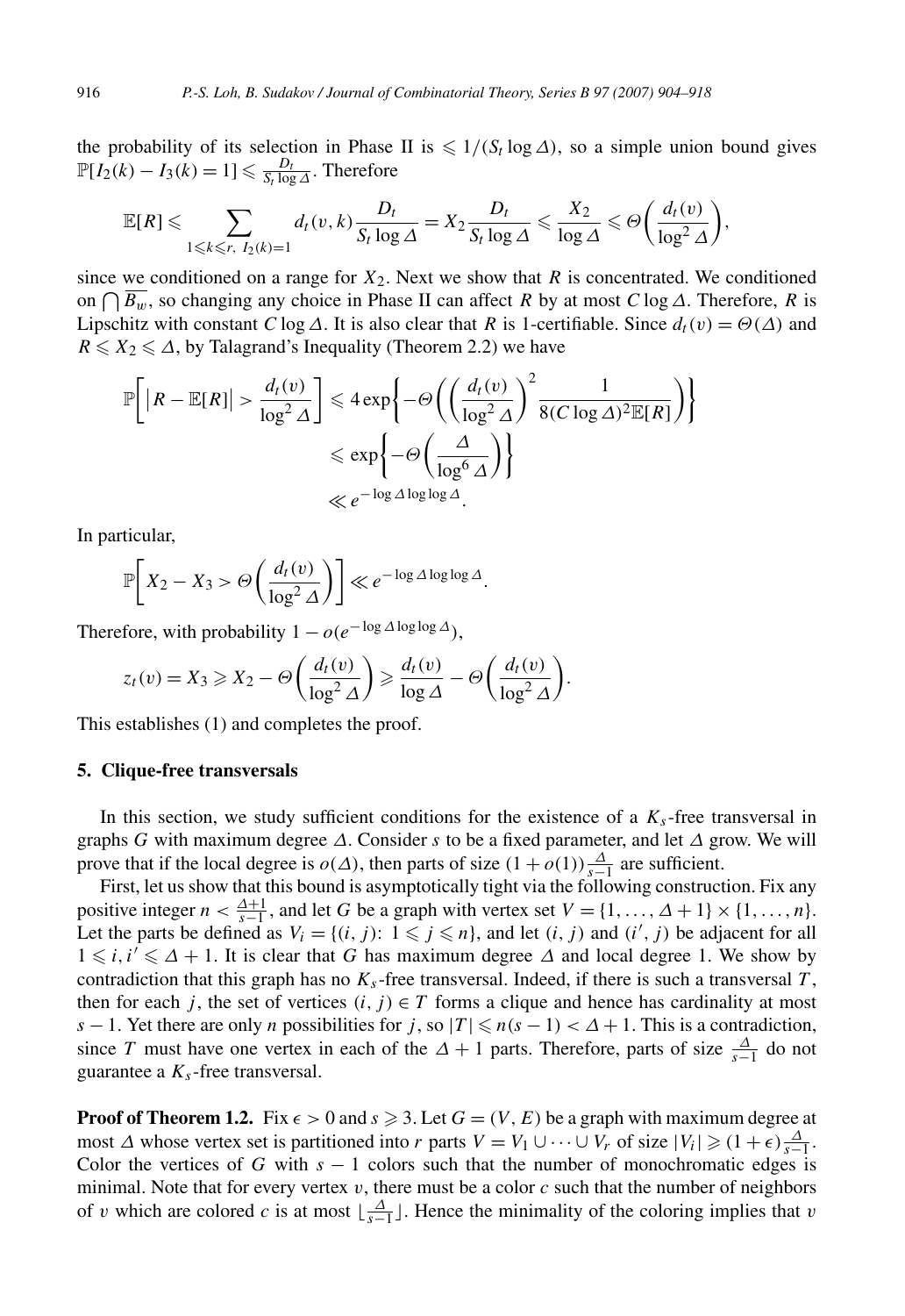the probability of its selection in Phase II is $\leqslant 1/(S_t \log \Delta)$, so a simple union bound gives $\mathbb{P}[I_2(k) - I_3(k) = 1] \leqslant \frac{D_t}{S_t \log \Delta}$. Therefore

$$\mathbb{E}[R] \leqslant \sum_{1 \leqslant k \leqslant r,\ I_2(k)=1} d_t(v,k) \frac{D_t}{S_t \log \Delta} = X_2 \frac{D_t}{S_t \log \Delta} \leqslant \frac{X_2}{\log \Delta} \leqslant \Theta\left(\frac{d_t(v)}{\log^2 \Delta}\right),$$

since we conditioned on a range for $X_2$. Next we show that $R$ is concentrated. We conditioned on $\bigcap \overline{B_w}$, so changing any choice in Phase II can affect $R$ by at most $C \log \Delta$. Therefore, $R$ is Lipschitz with constant $C \log \Delta$. It is also clear that $R$ is 1-certifiable. Since $d_t(v) = \Theta(\Delta)$ and $R \leqslant X_2 \leqslant \Delta$, by Talagrand's Inequality (Theorem 2.2) we have

$$\begin{aligned}
\mathbb{P}\left[\left|R - \mathbb{E}[R]\right| > \frac{d_t(v)}{\log^2 \Delta}\right] &\leqslant 4 \exp\left\{-\Theta\left(\left(\frac{d_t(v)}{\log^2 \Delta}\right)^2 \frac{1}{8(C \log \Delta)^2 \mathbb{E}[R]}\right)\right\} \\
&\leqslant \exp\left\{-\Theta\left(\frac{\Delta}{\log^6 \Delta}\right)\right\} \\
&\ll e^{-\log \Delta \log \log \Delta}.
\end{aligned}$$

In particular,

$$\mathbb{P}\left[X_2 - X_3 > \Theta\left(\frac{d_t(v)}{\log^2 \Delta}\right)\right] \ll e^{-\log \Delta \log \log \Delta}.$$

Therefore, with probability $1 - o(e^{-\log \Delta \log \log \Delta})$,

$$z_t(v) = X_3 \geqslant X_2 - \Theta\left(\frac{d_t(v)}{\log^2 \Delta}\right) \geqslant \frac{d_t(v)}{\log \Delta} - \Theta\left(\frac{d_t(v)}{\log^2 \Delta}\right).$$

This establishes (1) and completes the proof.

## 5. Clique-free transversals

In this section, we study sufficient conditions for the existence of a $K_s$-free transversal in graphs $G$ with maximum degree $\Delta$. Consider $s$ to be a fixed parameter, and let $\Delta$ grow. We will prove that if the local degree is $o(\Delta)$, then parts of size $(1 + o(1))\frac{\Delta}{s-1}$ are sufficient.

First, let us show that this bound is asymptotically tight via the following construction. Fix any positive integer $n < \frac{\Delta+1}{s-1}$, and let $G$ be a graph with vertex set $V = \{1, \ldots, \Delta + 1\} \times \{1, \ldots, n\}$. Let the parts be defined as $V_i = \{(i, j)\colon 1 \leqslant j \leqslant n\}$, and let $(i, j)$ and $(i', j)$ be adjacent for all $1 \leqslant i, i' \leqslant \Delta + 1$. It is clear that $G$ has maximum degree $\Delta$ and local degree 1. We show by contradiction that this graph has no $K_s$-free transversal. Indeed, if there is such a transversal $T$, then for each $j$, the set of vertices $(i, j) \in T$ forms a clique and hence has cardinality at most $s - 1$. Yet there are only $n$ possibilities for $j$, so $|T| \leqslant n(s - 1) < \Delta + 1$. This is a contradiction, since $T$ must have one vertex in each of the $\Delta + 1$ parts. Therefore, parts of size $\frac{\Delta}{s-1}$ do not guarantee a $K_s$-free transversal.

**Proof of Theorem 1.2.** Fix $\epsilon > 0$ and $s \geqslant 3$. Let $G = (V, E)$ be a graph with maximum degree at most $\Delta$ whose vertex set is partitioned into $r$ parts $V = V_1 \cup \cdots \cup V_r$ of size $|V_i| \geqslant (1 + \epsilon)\frac{\Delta}{s-1}$. Color the vertices of $G$ with $s - 1$ colors such that the number of monochromatic edges is minimal. Note that for every vertex $v$, there must be a color $c$ such that the number of neighbors of $v$ which are colored $c$ is at most $\lfloor \frac{\Delta}{s-1} \rfloor$. Hence the minimality of the coloring implies that $v$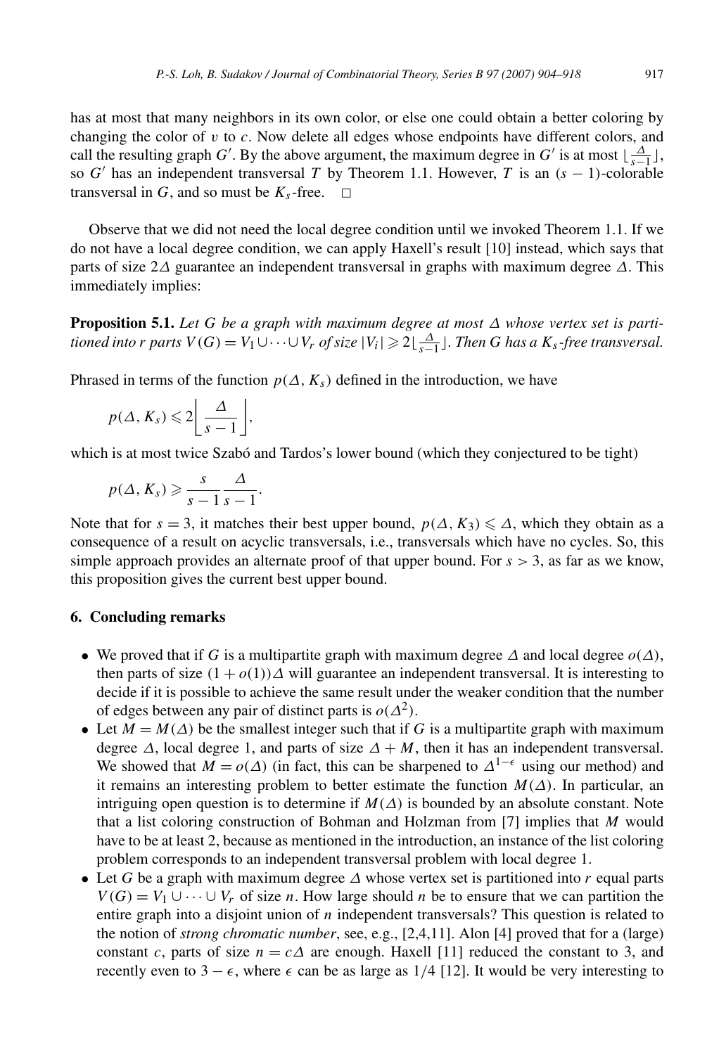has at most that many neighbors in its own color, or else one could obtain a better coloring by changing the color of $v$ to $c$. Now delete all edges whose endpoints have different colors, and call the resulting graph $G'$. By the above argument, the maximum degree in $G'$ is at most $\lfloor \frac{\Delta}{s-1} \rfloor$, so $G'$ has an independent transversal $T$ by Theorem 1.1. However, $T$ is an $(s-1)$-colorable transversal in $G$, and so must be $K_s$-free. □

Observe that we did not need the local degree condition until we invoked Theorem 1.1. If we do not have a local degree condition, we can apply Haxell's result [10] instead, which says that parts of size $2\Delta$ guarantee an independent transversal in graphs with maximum degree $\Delta$. This immediately implies:

**Proposition 5.1.** *Let $G$ be a graph with maximum degree at most $\Delta$ whose vertex set is partitioned into $r$ parts $V(G) = V_1 \cup \cdots \cup V_r$ of size $|V_i| \geqslant 2\lfloor \frac{\Delta}{s-1} \rfloor$. Then $G$ has a $K_s$-free transversal.*

Phrased in terms of the function $p(\Delta, K_s)$ defined in the introduction, we have

$$p(\Delta, K_s) \leqslant 2\left\lfloor \frac{\Delta}{s-1} \right\rfloor,$$

which is at most twice Szabó and Tardos's lower bound (which they conjectured to be tight)

$$p(\Delta, K_s) \geqslant \frac{s}{s-1} \frac{\Delta}{s-1}.$$

Note that for $s = 3$, it matches their best upper bound, $p(\Delta, K_3) \leqslant \Delta$, which they obtain as a consequence of a result on acyclic transversals, i.e., transversals which have no cycles. So, this simple approach provides an alternate proof of that upper bound. For $s > 3$, as far as we know, this proposition gives the current best upper bound.

## 6. Concluding remarks

- We proved that if $G$ is a multipartite graph with maximum degree $\Delta$ and local degree $o(\Delta)$, then parts of size $(1 + o(1))\Delta$ will guarantee an independent transversal. It is interesting to decide if it is possible to achieve the same result under the weaker condition that the number of edges between any pair of distinct parts is $o(\Delta^2)$.
- Let $M = M(\Delta)$ be the smallest integer such that if $G$ is a multipartite graph with maximum degree $\Delta$, local degree 1, and parts of size $\Delta + M$, then it has an independent transversal. We showed that $M = o(\Delta)$ (in fact, this can be sharpened to $\Delta^{1-\epsilon}$ using our method) and it remains an interesting problem to better estimate the function $M(\Delta)$. In particular, an intriguing open question is to determine if $M(\Delta)$ is bounded by an absolute constant. Note that a list coloring construction of Bohman and Holzman from [7] implies that $M$ would have to be at least 2, because as mentioned in the introduction, an instance of the list coloring problem corresponds to an independent transversal problem with local degree 1.
- Let $G$ be a graph with maximum degree $\Delta$ whose vertex set is partitioned into $r$ equal parts $V(G) = V_1 \cup \cdots \cup V_r$ of size $n$. How large should $n$ be to ensure that we can partition the entire graph into a disjoint union of $n$ independent transversals? This question is related to the notion of *strong chromatic number*, see, e.g., [2,4,11]. Alon [4] proved that for a (large) constant $c$, parts of size $n = c\Delta$ are enough. Haxell [11] reduced the constant to 3, and recently even to $3 - \epsilon$, where $\epsilon$ can be as large as $1/4$ [12]. It would be very interesting to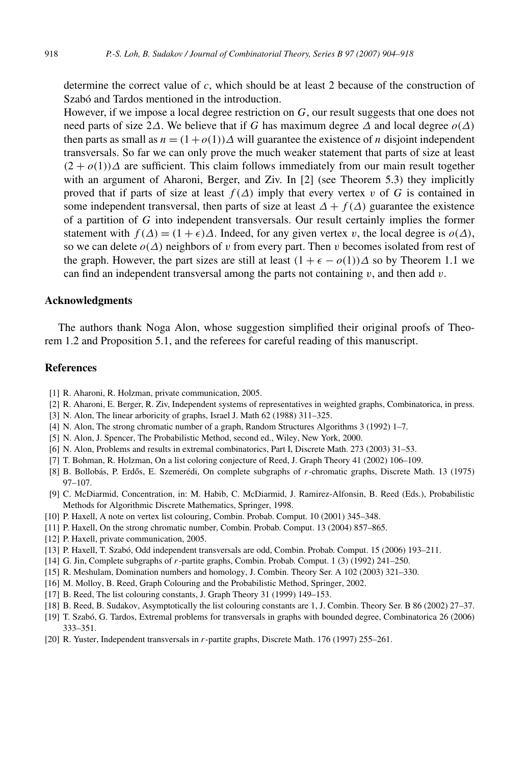determine the correct value of $c$, which should be at least 2 because of the construction of Szabó and Tardos mentioned in the introduction.

However, if we impose a local degree restriction on $G$, our result suggests that one does not need parts of size $2\Delta$. We believe that if $G$ has maximum degree $\Delta$ and local degree $o(\Delta)$ then parts as small as $n = (1 + o(1))\Delta$ will guarantee the existence of $n$ disjoint independent transversals. So far we can only prove the much weaker statement that parts of size at least $(2 + o(1))\Delta$ are sufficient. This claim follows immediately from our main result together with an argument of Aharoni, Berger, and Ziv. In [2] (see Theorem 5.3) they implicitly proved that if parts of size at least $f(\Delta)$ imply that every vertex $v$ of $G$ is contained in some independent transversal, then parts of size at least $\Delta + f(\Delta)$ guarantee the existence of a partition of $G$ into independent transversals. Our result certainly implies the former statement with $f(\Delta) = (1 + \epsilon)\Delta$. Indeed, for any given vertex $v$, the local degree is $o(\Delta)$, so we can delete $o(\Delta)$ neighbors of $v$ from every part. Then $v$ becomes isolated from rest of the graph. However, the part sizes are still at least $(1 + \epsilon - o(1))\Delta$ so by Theorem 1.1 we can find an independent transversal among the parts not containing $v$, and then add $v$.

## Acknowledgments

The authors thank Noga Alon, whose suggestion simplified their original proofs of Theorem 1.2 and Proposition 5.1, and the referees for careful reading of this manuscript.

## References

[1] R. Aharoni, R. Holzman, private communication, 2005.

[2] R. Aharoni, E. Berger, R. Ziv, Independent systems of representatives in weighted graphs, Combinatorica, in press.

[3] N. Alon, The linear arboricity of graphs, Israel J. Math 62 (1988) 311–325.

[4] N. Alon, The strong chromatic number of a graph, Random Structures Algorithms 3 (1992) 1–7.

[5] N. Alon, J. Spencer, The Probabilistic Method, second ed., Wiley, New York, 2000.

[6] N. Alon, Problems and results in extremal combinatorics, Part I, Discrete Math. 273 (2003) 31–53.

[7] T. Bohman, R. Holzman, On a list coloring conjecture of Reed, J. Graph Theory 41 (2002) 106–109.

[8] B. Bollobás, P. Erdős, E. Szemerédi, On complete subgraphs of $r$-chromatic graphs, Discrete Math. 13 (1975) 97–107.

[9] C. McDiarmid, Concentration, in: M. Habib, C. McDiarmid, J. Ramirez-Alfonsin, B. Reed (Eds.), Probabilistic Methods for Algorithmic Discrete Mathematics, Springer, 1998.

[10] P. Haxell, A note on vertex list colouring, Combin. Probab. Comput. 10 (2001) 345–348.

[11] P. Haxell, On the strong chromatic number, Combin. Probab. Comput. 13 (2004) 857–865.

[12] P. Haxell, private communication, 2005.

[13] P. Haxell, T. Szabó, Odd independent transversals are odd, Combin. Probab. Comput. 15 (2006) 193–211.

[14] G. Jin, Complete subgraphs of $r$-partite graphs, Combin. Probab. Comput. 1 (3) (1992) 241–250.

[15] R. Meshulam, Domination numbers and homology, J. Combin. Theory Ser. A 102 (2003) 321–330.

[16] M. Molloy, B. Reed, Graph Colouring and the Probabilistic Method, Springer, 2002.

[17] B. Reed, The list colouring constants, J. Graph Theory 31 (1999) 149–153.

[18] B. Reed, B. Sudakov, Asymptotically the list colouring constants are 1, J. Combin. Theory Ser. B 86 (2002) 27–37.

[19] T. Szabó, G. Tardos, Extremal problems for transversals in graphs with bounded degree, Combinatorica 26 (2006) 333–351.

[20] R. Yuster, Independent transversals in $r$-partite graphs, Discrete Math. 176 (1997) 255–261.